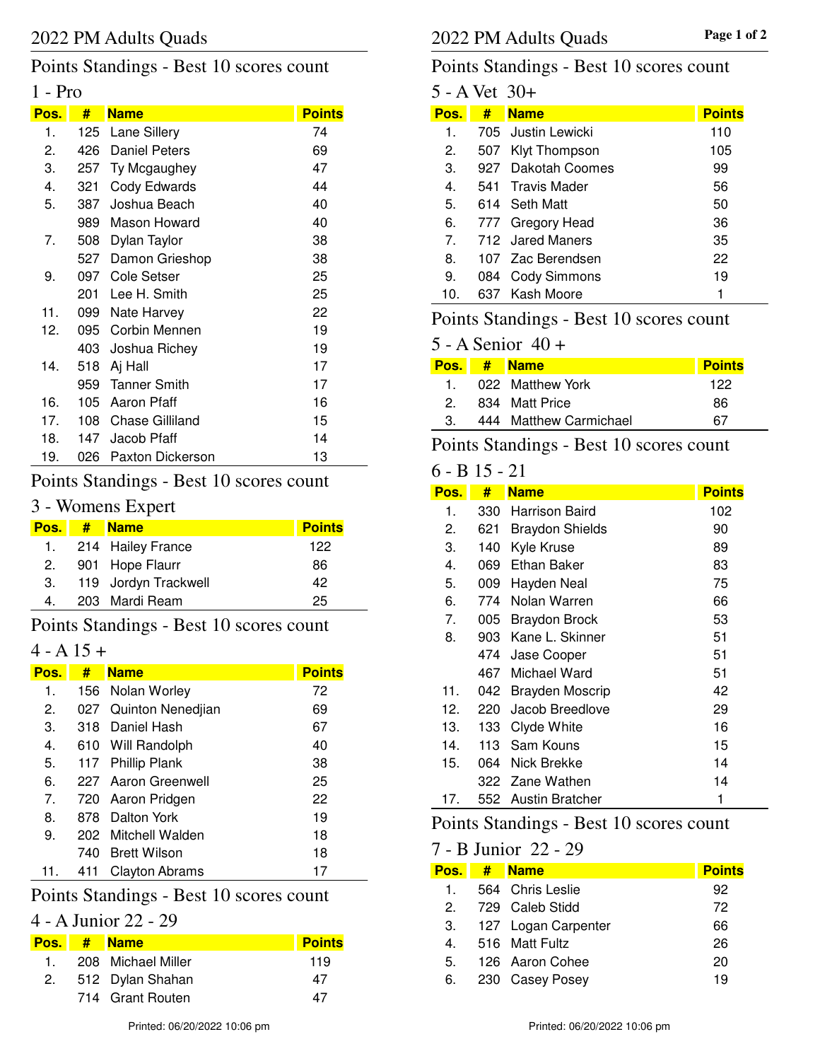# 2022 PM Adults Quads

## Points Standings - Best 10 scores count

### 1 - Pro

| Pos. | # | Name | Points |
|---|---|---|---|
| 1. | 125 | Lane Sillery | 74 |
| 2. | 426 | Daniel Peters | 69 |
| 3. | 257 | Ty Mcgaughey | 47 |
| 4. | 321 | Cody Edwards | 44 |
| 5. | 387 | Joshua Beach | 40 |
| | 989 | Mason Howard | 40 |
| 7. | 508 | Dylan Taylor | 38 |
| | 527 | Damon Grieshop | 38 |
| 9. | 097 | Cole Setser | 25 |
| | 201 | Lee H. Smith | 25 |
| 11. | 099 | Nate Harvey | 22 |
| 12. | 095 | Corbin Mennen | 19 |
| | 403 | Joshua Richey | 19 |
| 14. | 518 | Aj Hall | 17 |
| | 959 | Tanner Smith | 17 |
| 16. | 105 | Aaron Pfaff | 16 |
| 17. | 108 | Chase Gilliland | 15 |
| 18. | 147 | Jacob Pfaff | 14 |
| 19. | 026 | Paxton Dickerson | 13 |

## Points Standings - Best 10 scores count

### 3 - Womens Expert

| Pos. | # | Name | Points |
|---|---|---|---|
| 1. | 214 | Hailey France | 122 |
| 2. | 901 | Hope Flaurr | 86 |
| 3. | 119 | Jordyn Trackwell | 42 |
| 4. | 203 | Mardi Ream | 25 |

## Points Standings - Best 10 scores count

### 4 - A 15 +

| Pos. | # | Name | Points |
|---|---|---|---|
| 1. | 156 | Nolan Worley | 72 |
| 2. | 027 | Quinton Nenedjian | 69 |
| 3. | 318 | Daniel Hash | 67 |
| 4. | 610 | Will Randolph | 40 |
| 5. | 117 | Phillip Plank | 38 |
| 6. | 227 | Aaron Greenwell | 25 |
| 7. | 720 | Aaron Pridgen | 22 |
| 8. | 878 | Dalton York | 19 |
| 9. | 202 | Mitchell Walden | 18 |
| | 740 | Brett Wilson | 18 |
| 11. | 411 | Clayton Abrams | 17 |

## Points Standings - Best 10 scores count

### 4 - A Junior 22 - 29

| Pos. | # | Name | Points |
|---|---|---|---|
| 1. | 208 | Michael Miller | 119 |
| 2. | 512 | Dylan Shahan | 47 |
| | 714 | Grant Routen | 47 |

Printed: 06/20/2022 10:06 pm

## Points Standings - Best 10 scores count

### 5 - A Vet 30+

| Pos. | # | Name | Points |
|---|---|---|---|
| 1. | 705 | Justin Lewicki | 110 |
| 2. | 507 | Klyt Thompson | 105 |
| 3. | 927 | Dakotah Coomes | 99 |
| 4. | 541 | Travis Mader | 56 |
| 5. | 614 | Seth Matt | 50 |
| 6. | 777 | Gregory Head | 36 |
| 7. | 712 | Jared Maners | 35 |
| 8. | 107 | Zac Berendsen | 22 |
| 9. | 084 | Cody Simmons | 19 |
| 10. | 637 | Kash Moore | 1 |

## Points Standings - Best 10 scores count

### 5 - A Senior 40 +

| Pos. | # | Name | Points |
|---|---|---|---|
| 1. | 022 | Matthew York | 122 |
| 2. | 834 | Matt Price | 86 |
| 3. | 444 | Matthew Carmichael | 67 |

## Points Standings - Best 10 scores count

### 6 - B 15 - 21

| Pos. | # | Name | Points |
|---|---|---|---|
| 1. | 330 | Harrison Baird | 102 |
| 2. | 621 | Braydon Shields | 90 |
| 3. | 140 | Kyle Kruse | 89 |
| 4. | 069 | Ethan Baker | 83 |
| 5. | 009 | Hayden Neal | 75 |
| 6. | 774 | Nolan Warren | 66 |
| 7. | 005 | Braydon Brock | 53 |
| 8. | 903 | Kane L. Skinner | 51 |
| | 474 | Jase Cooper | 51 |
| | 467 | Michael Ward | 51 |
| 11. | 042 | Brayden Moscrip | 42 |
| 12. | 220 | Jacob Breedlove | 29 |
| 13. | 133 | Clyde White | 16 |
| 14. | 113 | Sam Kouns | 15 |
| 15. | 064 | Nick Brekke | 14 |
| | 322 | Zane Wathen | 14 |
| 17. | 552 | Austin Bratcher | 1 |

## Points Standings - Best 10 scores count

### 7 - B Junior 22 - 29

| Pos. | # | Name | Points |
|---|---|---|---|
| 1. | 564 | Chris Leslie | 92 |
| 2. | 729 | Caleb Stidd | 72 |
| 3. | 127 | Logan Carpenter | 66 |
| 4. | 516 | Matt Fultz | 26 |
| 5. | 126 | Aaron Cohee | 20 |
| 6. | 230 | Casey Posey | 19 |

Printed: 06/20/2022 10:06 pm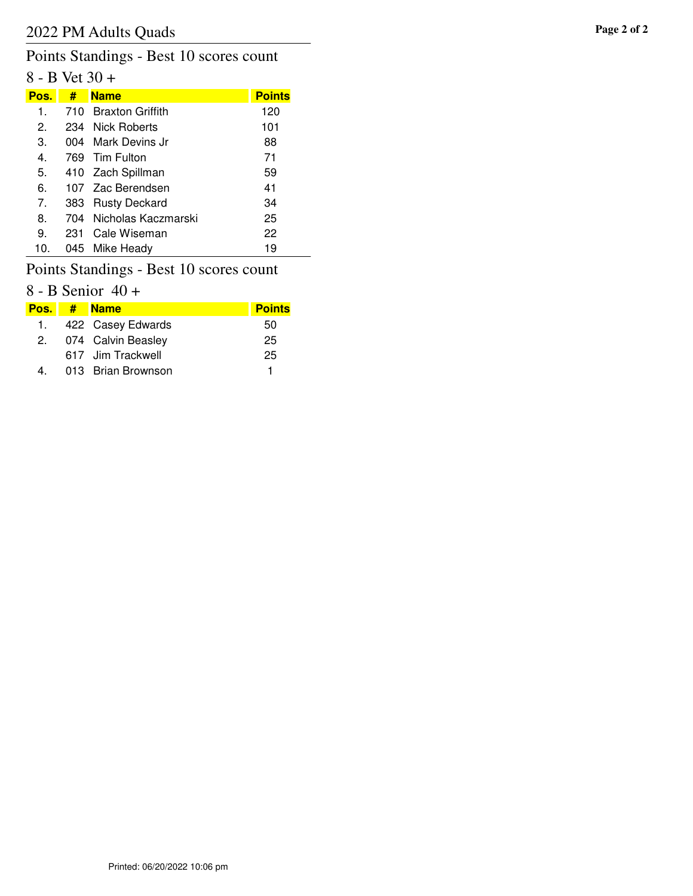# 2022 PM Adults Quads

## Points Standings - Best 10 scores count

### 8 - B Vet 30 +

| Pos. | # | Name | Points |
|---|---|---|---|
| 1. | 710 | Braxton Griffith | 120 |
| 2. | 234 | Nick Roberts | 101 |
| 3. | 004 | Mark Devins Jr | 88 |
| 4. | 769 | Tim Fulton | 71 |
| 5. | 410 | Zach Spillman | 59 |
| 6. | 107 | Zac Berendsen | 41 |
| 7. | 383 | Rusty Deckard | 34 |
| 8. | 704 | Nicholas Kaczmarski | 25 |
| 9. | 231 | Cale Wiseman | 22 |
| 10. | 045 | Mike Heady | 19 |

## Points Standings - Best 10 scores count

### 8 - B Senior 40 +

| Pos. | # | Name | Points |
|---|---|---|---|
| 1. | 422 | Casey Edwards | 50 |
| 2. | 074 | Calvin Beasley | 25 |
| | 617 | Jim Trackwell | 25 |
| 4. | 013 | Brian Brownson | 1 |

Printed: 06/20/2022 10:06 pm